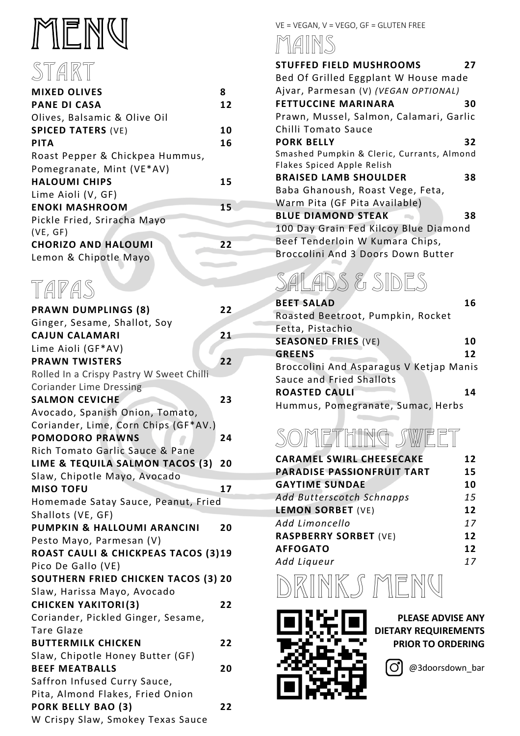# MENU

## START

**MIXED OLIVES** 8

**PANE DI CASA** 12
Olives, Balsamic & Olive Oil

**SPICED TATERS** (VE) 10

**PITA** 16
Roast Pepper & Chickpea Hummus, Pomegranate, Mint (VE*AV)

**HALOUMI CHIPS** 15
Lime Aioli (V, GF)

**ENOKI MASHROOM** 15
Pickle Fried, Sriracha Mayo (VE, GF)

**CHORIZO AND HALOUMI** 22
Lemon & Chipotle Mayo

## TAPAS

**PRAWN DUMPLINGS (8)** 22
Ginger, Sesame, Shallot, Soy

**CAJUN CALAMARI** 21
Lime Aioli (GF*AV)

**PRAWN TWISTERS** 22
Rolled In a Crispy Pastry W Sweet Chilli Coriander Lime Dressing

**SALMON CEVICHE** 23
Avocado, Spanish Onion, Tomato, Coriander, Lime, Corn Chips (GF*AV.)

**POMODORO PRAWNS** 24
Rich Tomato Garlic Sauce & Pane

**LIME & TEQUILA SALMON TACOS (3)** 20
Slaw, Chipotle Mayo, Avocado

**MISO TOFU** 17
Homemade Satay Sauce, Peanut, Fried Shallots (VE, GF)

**PUMPKIN & HALLOUMI ARANCINI** 20
Pesto Mayo, Parmesan (V)

**ROAST CAULI & CHICKPEAS TACOS (3)** 19
Pico De Gallo (VE)

**SOUTHERN FRIED CHICKEN TACOS (3)** 20
Slaw, Harissa Mayo, Avocado

**CHICKEN YAKITORI(3)** 22
Coriander, Pickled Ginger, Sesame, Tare Glaze

**BUTTERMILK CHICKEN** 22
Slaw, Chipotle Honey Butter (GF)

**BEEF MEATBALLS** 20
Saffron Infused Curry Sauce, Pita, Almond Flakes, Fried Onion

**PORK BELLY BAO (3)** 22
W Crispy Slaw, Smokey Texas Sauce

VE = VEGAN, V = VEGO, GF = GLUTEN FREE

## MAINS

**STUFFED FIELD MUSHROOMS** 27
Bed Of Grilled Eggplant W House made Ajvar, Parmesan (V) *(VEGAN OPTIONAL)*

**FETTUCCINE MARINARA** 30
Prawn, Mussel, Salmon, Calamari, Garlic Chilli Tomato Sauce

**PORK BELLY** 32
Smashed Pumpkin & Cleric, Currants, Almond Flakes Spiced Apple Relish

**BRAISED LAMB SHOULDER** 38
Baba Ghanoush, Roast Vege, Feta, Warm Pita (GF Pita Available)

**BLUE DIAMOND STEAK** 38
100 Day Grain Fed Kilcoy Blue Diamond Beef Tenderloin W Kumara Chips, Broccolini And 3 Doors Down Butter

## SALADS & SIDES

**BEET SALAD** 16
Roasted Beetroot, Pumpkin, Rocket Fetta, Pistachio

**SEASONED FRIES** (VE) 10

**GREENS** 12
Broccolini And Asparagus V Ketjap Manis Sauce and Fried Shallots

**ROASTED CAULI** 14
Hummus, Pomegranate, Sumac, Herbs

## SOMETHING SWEET

**CARAMEL SWIRL CHEESECAKE** 12

**PARADISE PASSIONFRUIT TART** 15

**GAYTIME SUNDAE** 10
*Add Butterscotch Schnapps* *15*

**LEMON SORBET** (VE) 12
*Add Limoncello* *17*

**RASPBERRY SORBET** (VE) 12

**AFFOGATO** 12
*Add Liqueur* *17*

## DRINKS MENU

**PLEASE ADVISE ANY DIETARY REQUIREMENTS PRIOR TO ORDERING**

@3doorsdown_bar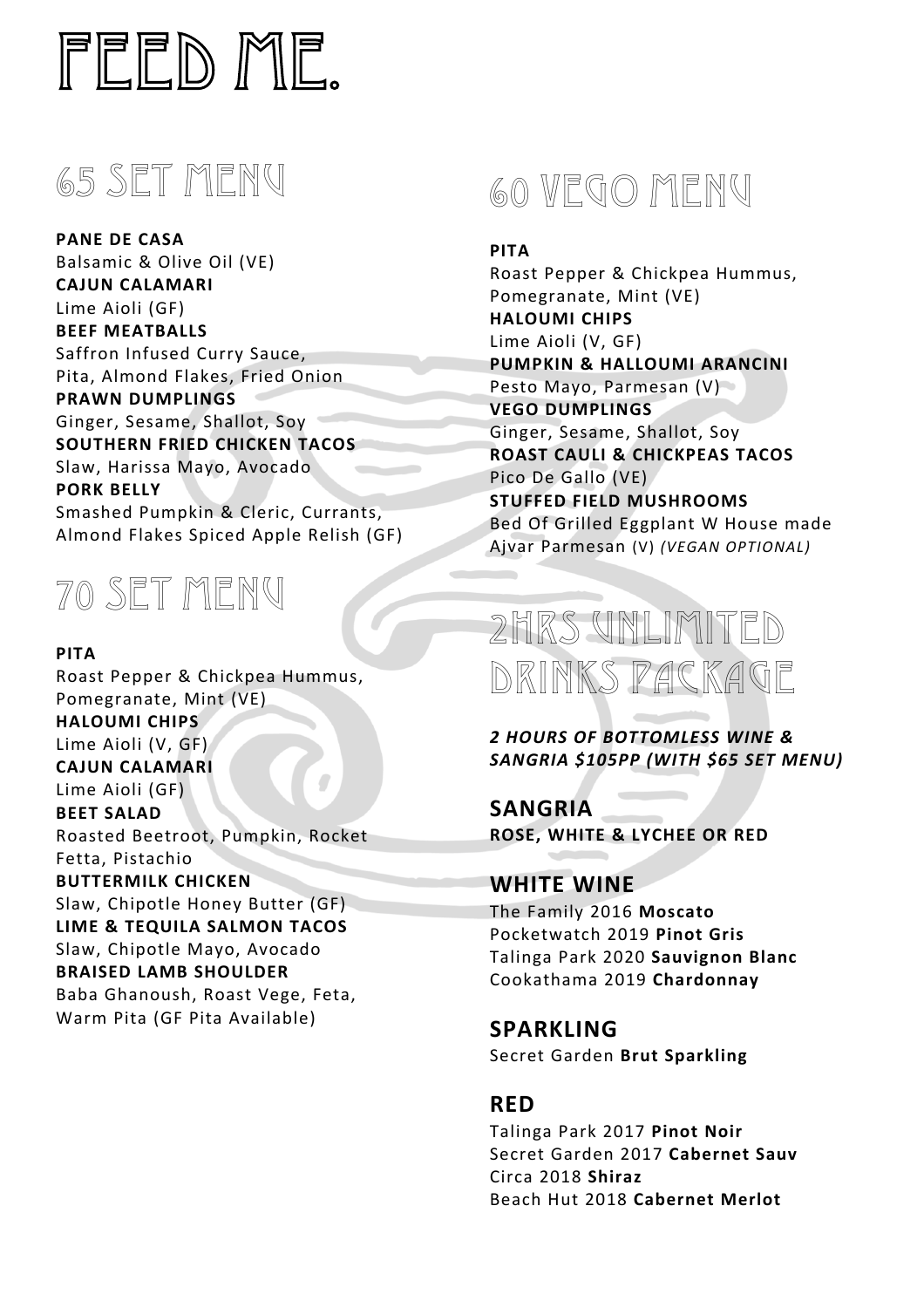# FEED ME.

## 65 SET MENU

**PANE DE CASA**
Balsamic & Olive Oil (VE)
**CAJUN CALAMARI**
Lime Aioli (GF)
**BEEF MEATBALLS**
Saffron Infused Curry Sauce, Pita, Almond Flakes, Fried Onion
**PRAWN DUMPLINGS**
Ginger, Sesame, Shallot, Soy
**SOUTHERN FRIED CHICKEN TACOS**
Slaw, Harissa Mayo, Avocado
**PORK BELLY**
Smashed Pumpkin & Cleric, Currants, Almond Flakes Spiced Apple Relish (GF)

## 70 SET MENU

**PITA**
Roast Pepper & Chickpea Hummus, Pomegranate, Mint (VE)
**HALOUMI CHIPS**
Lime Aioli (V, GF)
**CAJUN CALAMARI**
Lime Aioli (GF)
**BEET SALAD**
Roasted Beetroot, Pumpkin, Rocket Fetta, Pistachio
**BUTTERMILK CHICKEN**
Slaw, Chipotle Honey Butter (GF)
**LIME & TEQUILA SALMON TACOS**
Slaw, Chipotle Mayo, Avocado
**BRAISED LAMB SHOULDER**
Baba Ghanoush, Roast Vege, Feta, Warm Pita (GF Pita Available)

## 60 VEGO MENU

**PITA**
Roast Pepper & Chickpea Hummus, Pomegranate, Mint (VE)
**HALOUMI CHIPS**
Lime Aioli (V, GF)
**PUMPKIN & HALLOUMI ARANCINI**
Pesto Mayo, Parmesan (V)
**VEGO DUMPLINGS**
Ginger, Sesame, Shallot, Soy
**ROAST CAULI & CHICKPEAS TACOS**
Pico De Gallo (VE)
**STUFFED FIELD MUSHROOMS**
Bed Of Grilled Eggplant W House made Ajvar Parmesan (V) *(VEGAN OPTIONAL)*

## 2HRS UNLIMITED DRINKS PACKAGE

***2 HOURS OF BOTTOMLESS WINE & SANGRIA $105PP (WITH $65 SET MENU)***

### SANGRIA
**ROSE, WHITE & LYCHEE OR RED**

### WHITE WINE
The Family 2016 **Moscato**
Pocketwatch 2019 **Pinot Gris**
Talinga Park 2020 **Sauvignon Blanc**
Cookathama 2019 **Chardonnay**

### SPARKLING
Secret Garden **Brut Sparkling**

### RED
Talinga Park 2017 **Pinot Noir**
Secret Garden 2017 **Cabernet Sauv**
Circa 2018 **Shiraz**
Beach Hut 2018 **Cabernet Merlot**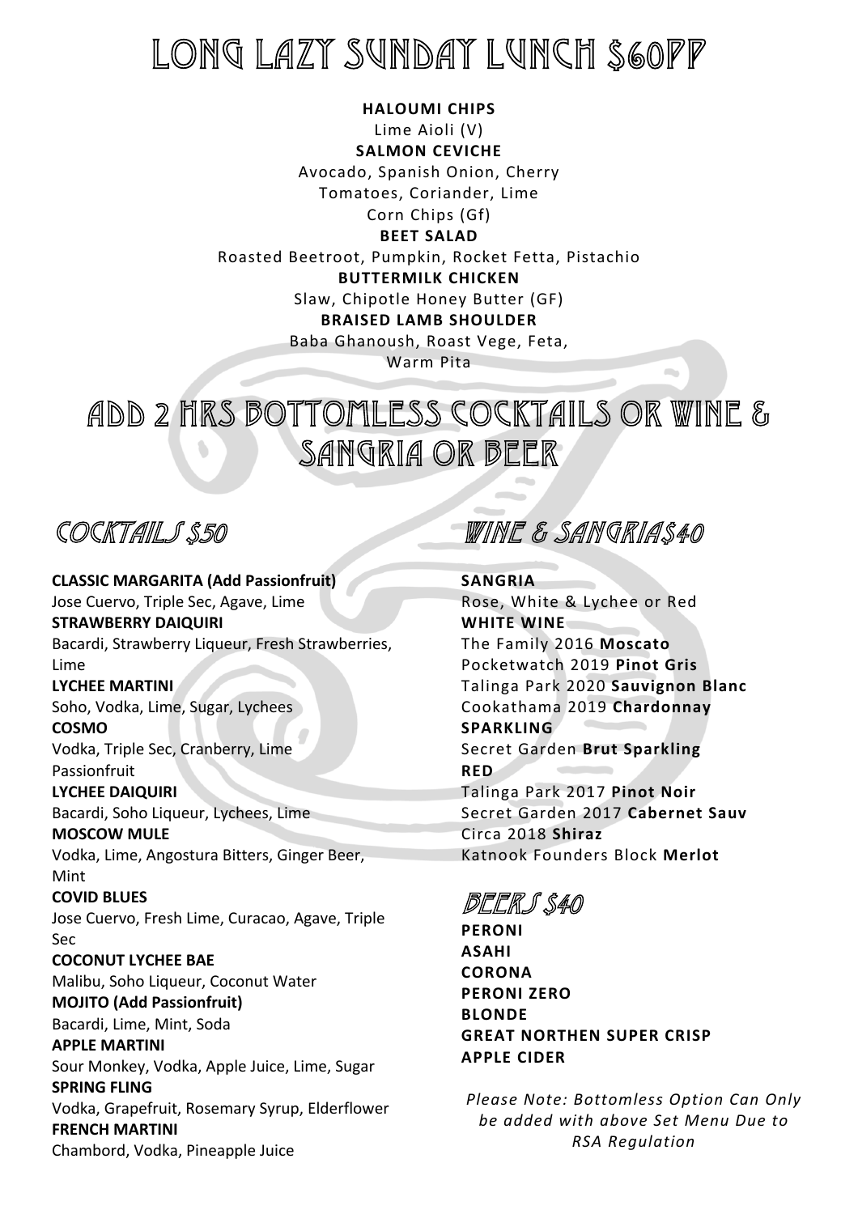# LONG LAZY SUNDAY LUNCH $60PP

**HALOUMI CHIPS**
Lime Aioli (V)
**SALMON CEVICHE**
Avocado, Spanish Onion, Cherry Tomatoes, Coriander, Lime Corn Chips (Gf)
**BEET SALAD**
Roasted Beetroot, Pumpkin, Rocket Fetta, Pistachio
**BUTTERMILK CHICKEN**
Slaw, Chipotle Honey Butter (GF)
**BRAISED LAMB SHOULDER**
Baba Ghanoush, Roast Vege, Feta, Warm Pita

# ADD 2 HRS BOTTOMLESS COCKTAILS OR WINE & SANGRIA OR BEER

## COCKTAILS $50

**CLASSIC MARGARITA (Add Passionfruit)**
Jose Cuervo, Triple Sec, Agave, Lime
**STRAWBERRY DAIQUIRI**
Bacardi, Strawberry Liqueur, Fresh Strawberries, Lime
**LYCHEE MARTINI**
Soho, Vodka, Lime, Sugar, Lychees
**COSMO**
Vodka, Triple Sec, Cranberry, Lime Passionfruit
**LYCHEE DAIQUIRI**
Bacardi, Soho Liqueur, Lychees, Lime
**MOSCOW MULE**
Vodka, Lime, Angostura Bitters, Ginger Beer, Mint
**COVID BLUES**
Jose Cuervo, Fresh Lime, Curacao, Agave, Triple Sec
**COCONUT LYCHEE BAE**
Malibu, Soho Liqueur, Coconut Water
**MOJITO (Add Passionfruit)**
Bacardi, Lime, Mint, Soda
**APPLE MARTINI**
Sour Monkey, Vodka, Apple Juice, Lime, Sugar
**SPRING FLING**
Vodka, Grapefruit, Rosemary Syrup, Elderflower
**FRENCH MARTINI**
Chambord, Vodka, Pineapple Juice

## WINE & SANGRIA$40

**SANGRIA**
Rose, White & Lychee or Red
**WHITE WINE**
The Family 2016 **Moscato**
Pocketwatch 2019 **Pinot Gris**
Talinga Park 2020 **Sauvignon Blanc**
Cookathama 2019 **Chardonnay**
**SPARKLING**
Secret Garden **Brut Sparkling**
**RED**
Talinga Park 2017 **Pinot Noir**
Secret Garden 2017 **Cabernet Sauv**
Circa 2018 **Shiraz**
Katnook Founders Block **Merlot**

## BEERS $40

**PERONI**
**ASAHI**
**CORONA**
**PERONI ZERO**
**BLONDE**
**GREAT NORTHEN SUPER CRISP**
**APPLE CIDER**

*Please Note: Bottomless Option Can Only be added with above Set Menu Due to RSA Regulation*